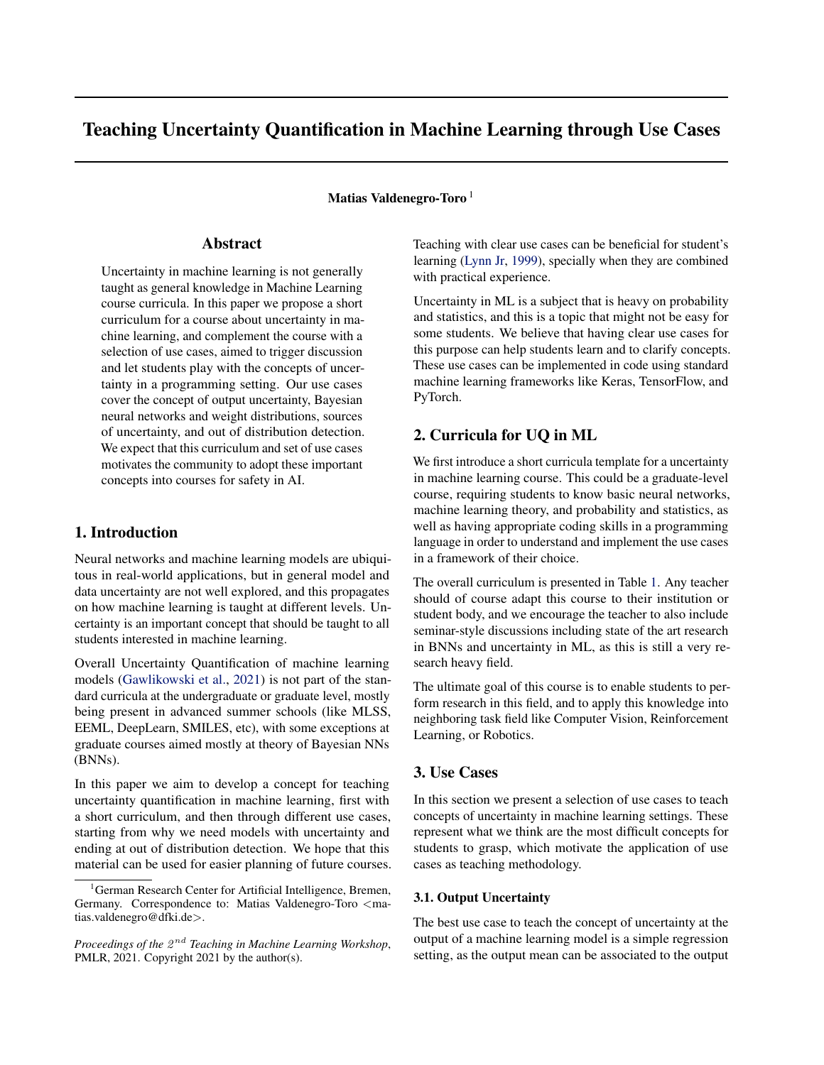# Teaching Uncertainty Quantification in Machine Learning through Use Cases

**Matias Valdenegro-Toro** [1]

## Abstract

Uncertainty in machine learning is not generally taught as general knowledge in Machine Learning course curricula. In this paper we propose a short curriculum for a course about uncertainty in machine learning, and complement the course with a selection of use cases, aimed to trigger discussion and let students play with the concepts of uncertainty in a programming setting. Our use cases cover the concept of output uncertainty, Bayesian neural networks and weight distributions, sources of uncertainty, and out of distribution detection. We expect that this curriculum and set of use cases motivates the community to adopt these important concepts into courses for safety in AI.

## 1. Introduction

Neural networks and machine learning models are ubiquitous in real-world applications, but in general model and data uncertainty are not well explored, and this propagates on how machine learning is taught at different levels. Uncertainty is an important concept that should be taught to all students interested in machine learning.

Overall Uncertainty Quantification of machine learning models (Gawlikowski et al., 2021) is not part of the standard curricula at the undergraduate or graduate level, mostly being present in advanced summer schools (like MLSS, EEML, DeepLearn, SMILES, etc), with some exceptions at graduate courses aimed mostly at theory of Bayesian NNs (BNNs).

In this paper we aim to develop a concept for teaching uncertainty quantification in machine learning, first with a short curriculum, and then through different use cases, starting from why we need models with uncertainty and ending at out of distribution detection. We hope that this material can be used for easier planning of future courses.

Teaching with clear use cases can be beneficial for student's learning (Lynn Jr, 1999), specially when they are combined with practical experience.

Uncertainty in ML is a subject that is heavy on probability and statistics, and this is a topic that might not be easy for some students. We believe that having clear use cases for this purpose can help students learn and to clarify concepts. These use cases can be implemented in code using standard machine learning frameworks like Keras, TensorFlow, and PyTorch.

## 2. Curricula for UQ in ML

We first introduce a short curricula template for a uncertainty in machine learning course. This could be a graduate-level course, requiring students to know basic neural networks, machine learning theory, and probability and statistics, as well as having appropriate coding skills in a programming language in order to understand and implement the use cases in a framework of their choice.

The overall curriculum is presented in Table 1. Any teacher should of course adapt this course to their institution or student body, and we encourage the teacher to also include seminar-style discussions including state of the art research in BNNs and uncertainty in ML, as this is still a very research heavy field.

The ultimate goal of this course is to enable students to perform research in this field, and to apply this knowledge into neighboring task field like Computer Vision, Reinforcement Learning, or Robotics.

## 3. Use Cases

In this section we present a selection of use cases to teach concepts of uncertainty in machine learning settings. These represent what we think are the most difficult concepts for students to grasp, which motivate the application of use cases as teaching methodology.

### 3.1. Output Uncertainty

The best use case to teach the concept of uncertainty at the output of a machine learning model is a simple regression setting, as the output mean can be associated to the output

---

[1] German Research Center for Artificial Intelligence, Bremen, Germany. Correspondence to: Matias Valdenegro-Toro <matias.valdenegro@dfki.de>.

*Proceedings of the $2^{nd}$ Teaching in Machine Learning Workshop*, PMLR, 2021. Copyright 2021 by the author(s).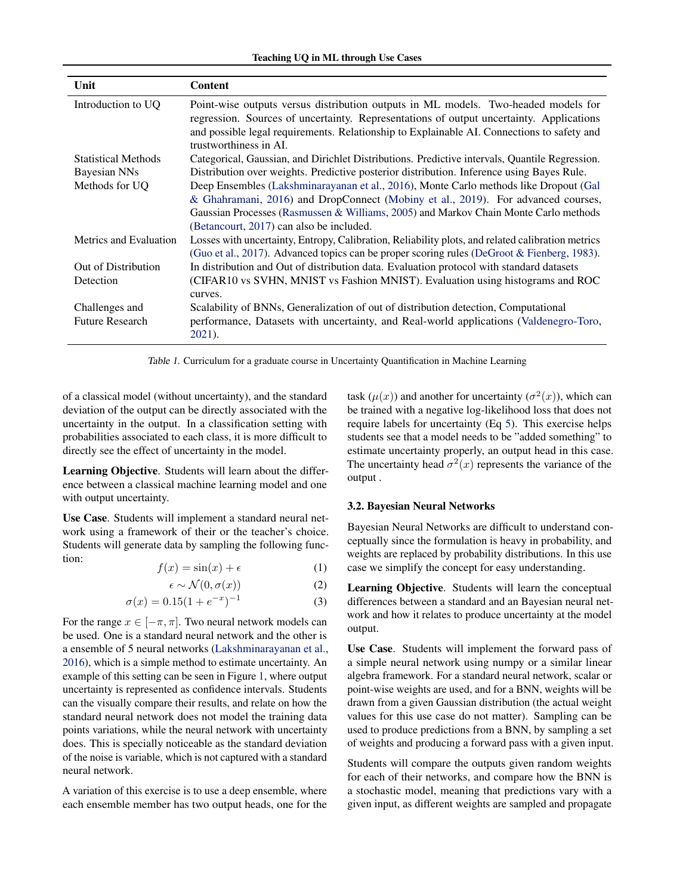| Unit | Content |
|---|---|
| Introduction to UQ | Point-wise outputs versus distribution outputs in ML models. Two-headed models for regression. Sources of uncertainty. Representations of output uncertainty. Applications and possible legal requirements. Relationship to Explainable AI. Connections to safety and trustworthiness in AI. |
| Statistical Methods | Categorical, Gaussian, and Dirichlet Distributions. Predictive intervals, Quantile Regression. |
| Bayesian NNs | Distribution over weights. Predictive posterior distribution. Inference using Bayes Rule. |
| Methods for UQ | Deep Ensembles (Lakshminarayanan et al., 2016), Monte Carlo methods like Dropout (Gal & Ghahramani, 2016) and DropConnect (Mobiny et al., 2019). For advanced courses, Gaussian Processes (Rasmussen & Williams, 2005) and Markov Chain Monte Carlo methods (Betancourt, 2017) can also be included. |
| Metrics and Evaluation | Losses with uncertainty, Entropy, Calibration, Reliability plots, and related calibration metrics (Guo et al., 2017). Advanced topics can be proper scoring rules (DeGroot & Fienberg, 1983). |
| Out of Distribution Detection | In distribution and Out of distribution data. Evaluation protocol with standard datasets (CIFAR10 vs SVHN, MNIST vs Fashion MNIST). Evaluation using histograms and ROC curves. |
| Challenges and Future Research | Scalability of BNNs, Generalization of out of distribution detection, Computational performance, Datasets with uncertainty, and Real-world applications (Valdenegro-Toro, 2021). |

Table 1. Curriculum for a graduate course in Uncertainty Quantification in Machine Learning

of a classical model (without uncertainty), and the standard deviation of the output can be directly associated with the uncertainty in the output. In a classification setting with probabilities associated to each class, it is more difficult to directly see the effect of uncertainty in the model.

**Learning Objective**. Students will learn about the difference between a classical machine learning model and one with output uncertainty.

**Use Case**. Students will implement a standard neural network using a framework of their or the teacher's choice. Students will generate data by sampling the following function:

$$f(x) = \sin(x) + \epsilon \tag{1}$$

$$\epsilon \sim \mathcal{N}(0, \sigma(x)) \tag{2}$$

$$\sigma(x) = 0.15(1 + e^{-x})^{-1} \tag{3}$$

For the range $x \in [-\pi, \pi]$. Two neural network models can be used. One is a standard neural network and the other is a ensemble of 5 neural networks (Lakshminarayanan et al., 2016), which is a simple method to estimate uncertainty. An example of this setting can be seen in Figure 1, where output uncertainty is represented as confidence intervals. Students can the visually compare their results, and relate on how the standard neural network does not model the training data points variations, while the neural network with uncertainty does. This is specially noticeable as the standard deviation of the noise is variable, which is not captured with a standard neural network.

A variation of this exercise is to use a deep ensemble, where each ensemble member has two output heads, one for the task ($\mu(x)$) and another for uncertainty ($\sigma^2(x)$), which can be trained with a negative log-likelihood loss that does not require labels for uncertainty (Eq 5). This exercise helps students see that a model needs to be "added something" to estimate uncertainty properly, an output head in this case. The uncertainty head $\sigma^2(x)$ represents the variance of the output .

### 3.2. Bayesian Neural Networks

Bayesian Neural Networks are difficult to understand conceptually since the formulation is heavy in probability, and weights are replaced by probability distributions. In this use case we simplify the concept for easy understanding.

**Learning Objective**. Students will learn the conceptual differences between a standard and an Bayesian neural network and how it relates to produce uncertainty at the model output.

**Use Case**. Students will implement the forward pass of a simple neural network using numpy or a similar linear algebra framework. For a standard neural network, scalar or point-wise weights are used, and for a BNN, weights will be drawn from a given Gaussian distribution (the actual weight values for this use case do not matter). Sampling can be used to produce predictions from a BNN, by sampling a set of weights and producing a forward pass with a given input.

Students will compare the outputs given random weights for each of their networks, and compare how the BNN is a stochastic model, meaning that predictions vary with a given input, as different weights are sampled and propagate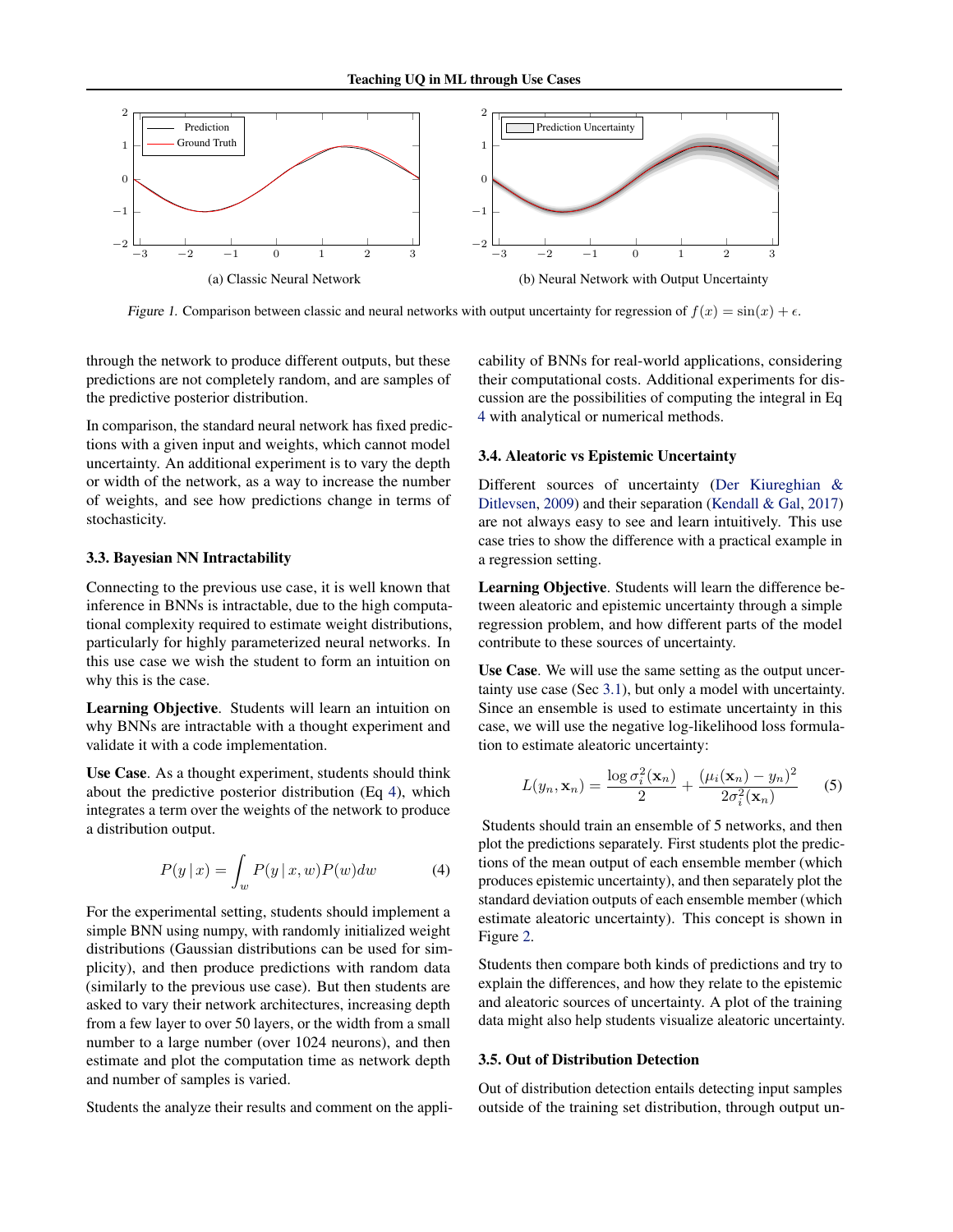(a) Classic Neural Network

(b) Neural Network with Output Uncertainty

*Figure 1.* Comparison between classic and neural networks with output uncertainty for regression of $f(x) = \sin(x) + \epsilon$.

through the network to produce different outputs, but these predictions are not completely random, and are samples of the predictive posterior distribution.

In comparison, the standard neural network has fixed predictions with a given input and weights, which cannot model uncertainty. An additional experiment is to vary the depth or width of the network, as a way to increase the number of weights, and see how predictions change in terms of stochasticity.

### 3.3. Bayesian NN Intractability

Connecting to the previous use case, it is well known that inference in BNNs is intractable, due to the high computational complexity required to estimate weight distributions, particularly for highly parameterized neural networks. In this use case we wish the student to form an intuition on why this is the case.

**Learning Objective**. Students will learn an intuition on why BNNs are intractable with a thought experiment and validate it with a code implementation.

**Use Case**. As a thought experiment, students should think about the predictive posterior distribution (Eq 4), which integrates a term over the weights of the network to produce a distribution output.

$$P(y \,|\, x) = \int_w P(y \,|\, x, w) P(w) dw \tag{4}$$

For the experimental setting, students should implement a simple BNN using numpy, with randomly initialized weight distributions (Gaussian distributions can be used for simplicity), and then produce predictions with random data (similarly to the previous use case). But then students are asked to vary their network architectures, increasing depth from a few layer to over 50 layers, or the width from a small number to a large number (over 1024 neurons), and then estimate and plot the computation time as network depth and number of samples is varied.

Students the analyze their results and comment on the applicability of BNNs for real-world applications, considering their computational costs. Additional experiments for discussion are the possibilities of computing the integral in Eq 4 with analytical or numerical methods.

### 3.4. Aleatoric vs Epistemic Uncertainty

Different sources of uncertainty (Der Kiureghian & Ditlevsen, 2009) and their separation (Kendall & Gal, 2017) are not always easy to see and learn intuitively. This use case tries to show the difference with a practical example in a regression setting.

**Learning Objective**. Students will learn the difference between aleatoric and epistemic uncertainty through a simple regression problem, and how different parts of the model contribute to these sources of uncertainty.

**Use Case**. We will use the same setting as the output uncertainty use case (Sec 3.1), but only a model with uncertainty. Since an ensemble is used to estimate uncertainty in this case, we will use the negative log-likelihood loss formulation to estimate aleatoric uncertainty:

$$L(y_n, \mathbf{x}_n) = \frac{\log \sigma_i^2(\mathbf{x}_n)}{2} + \frac{(\mu_i(\mathbf{x}_n) - y_n)^2}{2\sigma_i^2(\mathbf{x}_n)} \tag{5}$$

Students should train an ensemble of 5 networks, and then plot the predictions separately. First students plot the predictions of the mean output of each ensemble member (which produces epistemic uncertainty), and then separately plot the standard deviation outputs of each ensemble member (which estimate aleatoric uncertainty). This concept is shown in Figure 2.

Students then compare both kinds of predictions and try to explain the differences, and how they relate to the epistemic and aleatoric sources of uncertainty. A plot of the training data might also help students visualize aleatoric uncertainty.

### 3.5. Out of Distribution Detection

Out of distribution detection entails detecting input samples outside of the training set distribution, through output un-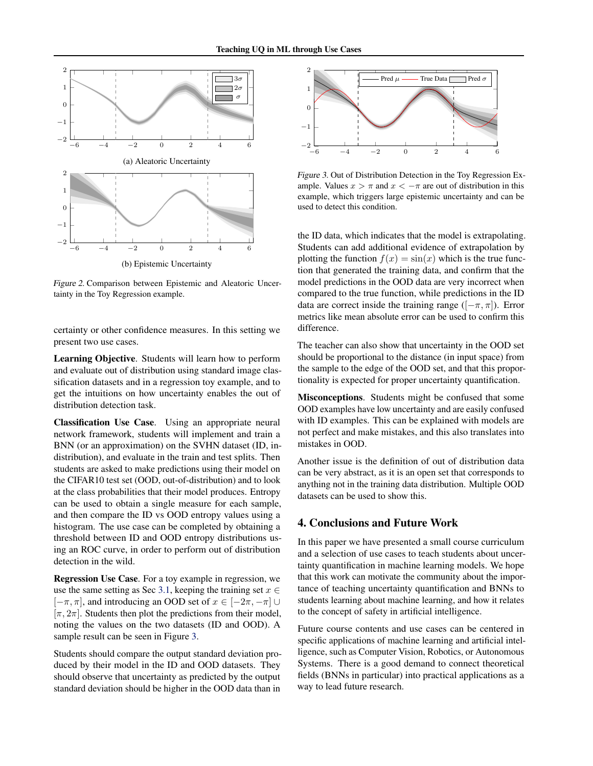Figure 2. Comparison between Epistemic and Aleatoric Uncertainty in the Toy Regression example.

certainty or other confidence measures. In this setting we present two use cases.

**Learning Objective**. Students will learn how to perform and evaluate out of distribution using standard image classification datasets and in a regression toy example, and to get the intuitions on how uncertainty enables the out of distribution detection task.

**Classification Use Case**. Using an appropriate neural network framework, students will implement and train a BNN (or an approximation) on the SVHN dataset (ID, in-distribution), and evaluate in the train and test splits. Then students are asked to make predictions using their model on the CIFAR10 test set (OOD, out-of-distribution) and to look at the class probabilities that their model produces. Entropy can be used to obtain a single measure for each sample, and then compare the ID vs OOD entropy values using a histogram. The use case can be completed by obtaining a threshold between ID and OOD entropy distributions using an ROC curve, in order to perform out of distribution detection in the wild.

**Regression Use Case**. For a toy example in regression, we use the same setting as Sec 3.1, keeping the training set $x \in [-\pi, \pi]$, and introducing an OOD set of $x \in [-2\pi, -\pi] \cup [\pi, 2\pi]$. Students then plot the predictions from their model, noting the values on the two datasets (ID and OOD). A sample result can be seen in Figure 3.

Students should compare the output standard deviation produced by their model in the ID and OOD datasets. They should observe that uncertainty as predicted by the output standard deviation should be higher in the OOD data than in the ID data, which indicates that the model is extrapolating. Students can add additional evidence of extrapolation by plotting the function $f(x) = \sin(x)$ which is the true function that generated the training data, and confirm that the model predictions in the OOD data are very incorrect when compared to the true function, while predictions in the ID data are correct inside the training range ($[-\pi, \pi]$). Error metrics like mean absolute error can be used to confirm this difference.

Figure 3. Out of Distribution Detection in the Toy Regression Example. Values $x > \pi$ and $x < -\pi$ are out of distribution in this example, which triggers large epistemic uncertainty and can be used to detect this condition.

The teacher can also show that uncertainty in the OOD set should be proportional to the distance (in input space) from the sample to the edge of the OOD set, and that this proportionality is expected for proper uncertainty quantification.

**Misconceptions**. Students might be confused that some OOD examples have low uncertainty and are easily confused with ID examples. This can be explained with models are not perfect and make mistakes, and this also translates into mistakes in OOD.

Another issue is the definition of out of distribution data can be very abstract, as it is an open set that corresponds to anything not in the training data distribution. Multiple OOD datasets can be used to show this.

## 4. Conclusions and Future Work

In this paper we have presented a small course curriculum and a selection of use cases to teach students about uncertainty quantification in machine learning models. We hope that this work can motivate the community about the importance of teaching uncertainty quantification and BNNs to students learning about machine learning, and how it relates to the concept of safety in artificial intelligence.

Future course contents and use cases can be centered in specific applications of machine learning and artificial intelligence, such as Computer Vision, Robotics, or Autonomous Systems. There is a good demand to connect theoretical fields (BNNs in particular) into practical applications as a way to lead future research.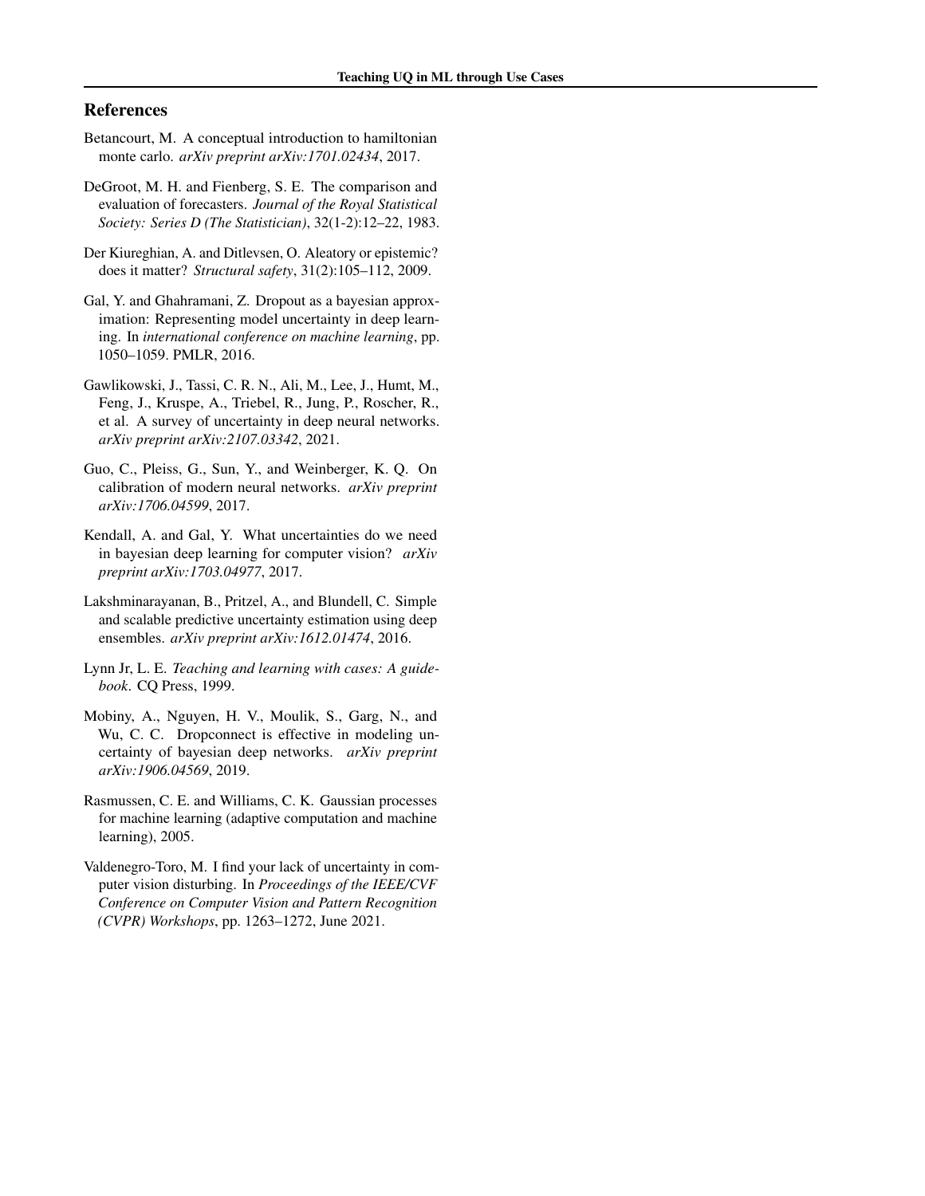## References

Betancourt, M. A conceptual introduction to hamiltonian monte carlo. *arXiv preprint arXiv:1701.02434*, 2017.

DeGroot, M. H. and Fienberg, S. E. The comparison and evaluation of forecasters. *Journal of the Royal Statistical Society: Series D (The Statistician)*, 32(1-2):12–22, 1983.

Der Kiureghian, A. and Ditlevsen, O. Aleatory or epistemic? does it matter? *Structural safety*, 31(2):105–112, 2009.

Gal, Y. and Ghahramani, Z. Dropout as a bayesian approximation: Representing model uncertainty in deep learning. In *international conference on machine learning*, pp. 1050–1059. PMLR, 2016.

Gawlikowski, J., Tassi, C. R. N., Ali, M., Lee, J., Humt, M., Feng, J., Kruspe, A., Triebel, R., Jung, P., Roscher, R., et al. A survey of uncertainty in deep neural networks. *arXiv preprint arXiv:2107.03342*, 2021.

Guo, C., Pleiss, G., Sun, Y., and Weinberger, K. Q. On calibration of modern neural networks. *arXiv preprint arXiv:1706.04599*, 2017.

Kendall, A. and Gal, Y. What uncertainties do we need in bayesian deep learning for computer vision? *arXiv preprint arXiv:1703.04977*, 2017.

Lakshminarayanan, B., Pritzel, A., and Blundell, C. Simple and scalable predictive uncertainty estimation using deep ensembles. *arXiv preprint arXiv:1612.01474*, 2016.

Lynn Jr, L. E. *Teaching and learning with cases: A guidebook*. CQ Press, 1999.

Mobiny, A., Nguyen, H. V., Moulik, S., Garg, N., and Wu, C. C. Dropconnect is effective in modeling uncertainty of bayesian deep networks. *arXiv preprint arXiv:1906.04569*, 2019.

Rasmussen, C. E. and Williams, C. K. Gaussian processes for machine learning (adaptive computation and machine learning), 2005.

Valdenegro-Toro, M. I find your lack of uncertainty in computer vision disturbing. In *Proceedings of the IEEE/CVF Conference on Computer Vision and Pattern Recognition (CVPR) Workshops*, pp. 1263–1272, June 2021.